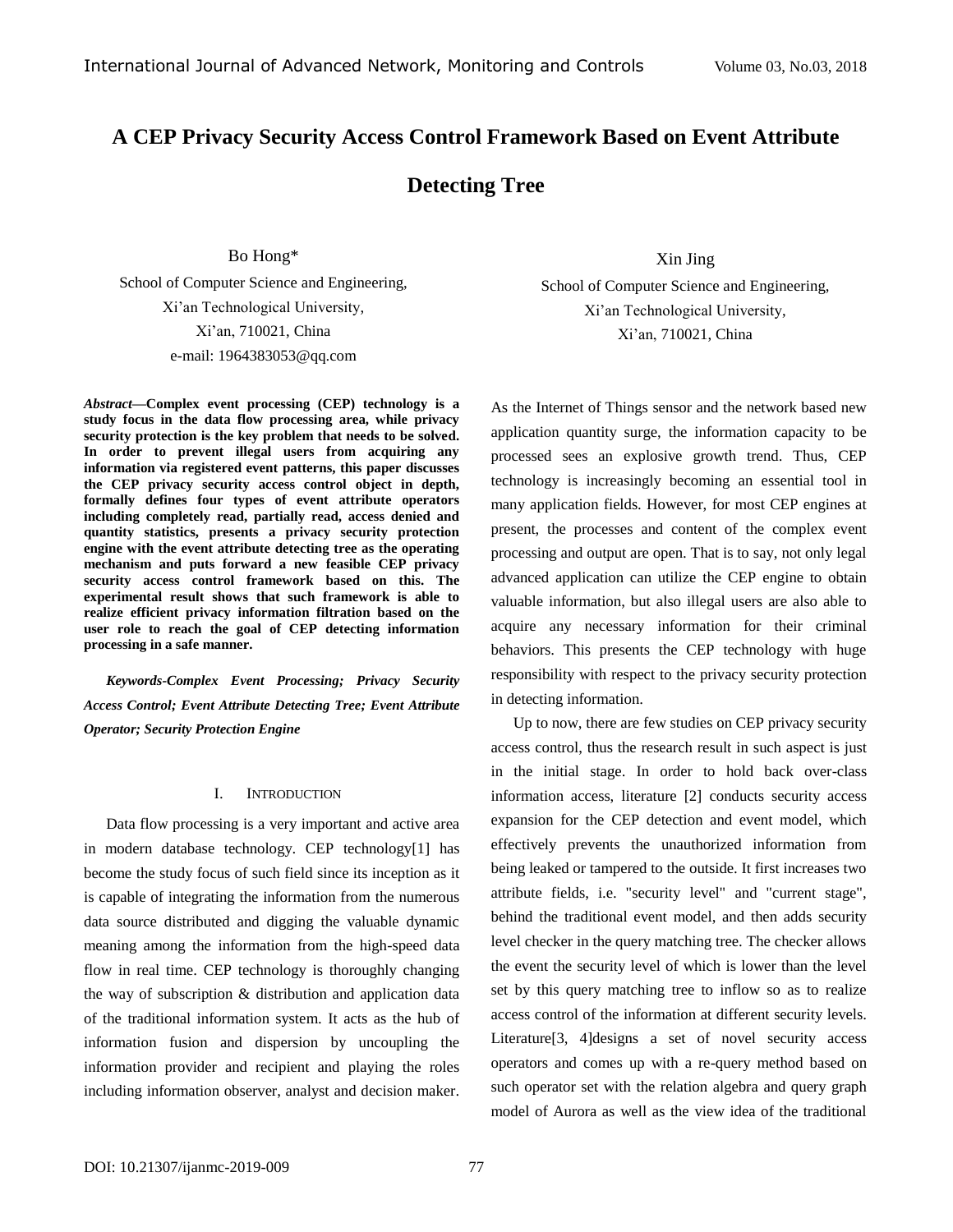# A CEP Privacy Security Access Control Framework Based on Event Attribute Detecting Tree

Bo Hong*
School of Computer Science and Engineering,
Xi'an Technological University,
Xi'an, 710021, China
e-mail: 1964383053@qq.com

Xin Jing
School of Computer Science and Engineering,
Xi'an Technological University,
Xi'an, 710021, China

***Abstract*—Complex event processing (CEP) technology is a study focus in the data flow processing area, while privacy security protection is the key problem that needs to be solved. In order to prevent illegal users from acquiring any information via registered event patterns, this paper discusses the CEP privacy security access control object in depth, formally defines four types of event attribute operators including completely read, partially read, access denied and quantity statistics, presents a privacy security protection engine with the event attribute detecting tree as the operating mechanism and puts forward a new feasible CEP privacy security access control framework based on this. The experimental result shows that such framework is able to realize efficient privacy information filtration based on the user role to reach the goal of CEP detecting information processing in a safe manner.**

***Keywords-Complex Event Processing; Privacy Security Access Control; Event Attribute Detecting Tree; Event Attribute Operator; Security Protection Engine***

## I. INTRODUCTION

Data flow processing is a very important and active area in modern database technology. CEP technology[1] has become the study focus of such field since its inception as it is capable of integrating the information from the numerous data source distributed and digging the valuable dynamic meaning among the information from the high-speed data flow in real time. CEP technology is thoroughly changing the way of subscription & distribution and application data of the traditional information system. It acts as the hub of information fusion and dispersion by uncoupling the information provider and recipient and playing the roles including information observer, analyst and decision maker. As the Internet of Things sensor and the network based new application quantity surge, the information capacity to be processed sees an explosive growth trend. Thus, CEP technology is increasingly becoming an essential tool in many application fields. However, for most CEP engines at present, the processes and content of the complex event processing and output are open. That is to say, not only legal advanced application can utilize the CEP engine to obtain valuable information, but also illegal users are also able to acquire any necessary information for their criminal behaviors. This presents the CEP technology with huge responsibility with respect to the privacy security protection in detecting information.

Up to now, there are few studies on CEP privacy security access control, thus the research result in such aspect is just in the initial stage. In order to hold back over-class information access, literature [2] conducts security access expansion for the CEP detection and event model, which effectively prevents the unauthorized information from being leaked or tampered to the outside. It first increases two attribute fields, i.e. "security level" and "current stage", behind the traditional event model, and then adds security level checker in the query matching tree. The checker allows the event the security level of which is lower than the level set by this query matching tree to inflow so as to realize access control of the information at different security levels. Literature[3, 4]designs a set of novel security access operators and comes up with a re-query method based on such operator set with the relation algebra and query graph model of Aurora as well as the view idea of the traditional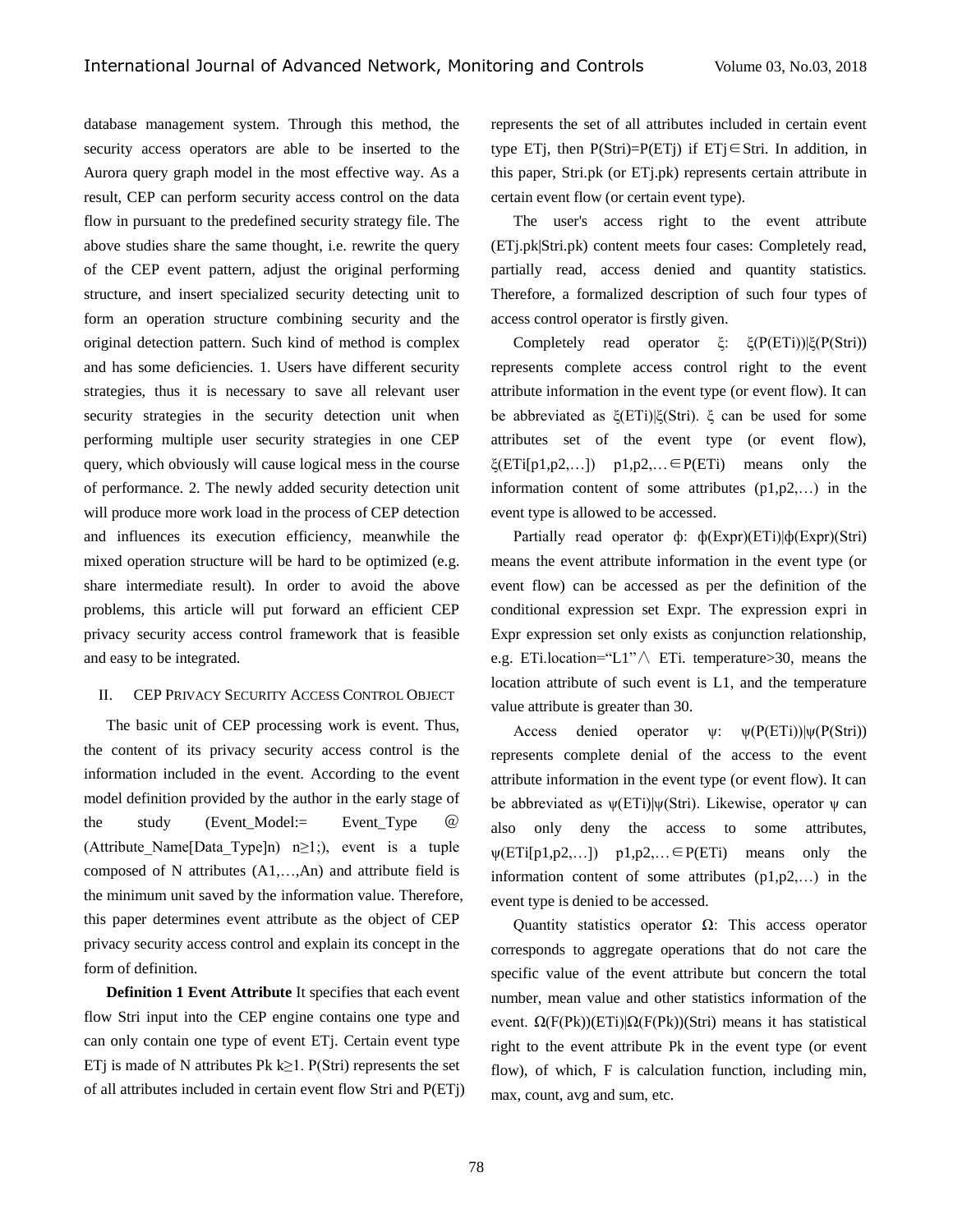database management system. Through this method, the security access operators are able to be inserted to the Aurora query graph model in the most effective way. As a result, CEP can perform security access control on the data flow in pursuant to the predefined security strategy file. The above studies share the same thought, i.e. rewrite the query of the CEP event pattern, adjust the original performing structure, and insert specialized security detecting unit to form an operation structure combining security and the original detection pattern. Such kind of method is complex and has some deficiencies. 1. Users have different security strategies, thus it is necessary to save all relevant user security strategies in the security detection unit when performing multiple user security strategies in one CEP query, which obviously will cause logical mess in the course of performance. 2. The newly added security detection unit will produce more work load in the process of CEP detection and influences its execution efficiency, meanwhile the mixed operation structure will be hard to be optimized (e.g. share intermediate result). In order to avoid the above problems, this article will put forward an efficient CEP privacy security access control framework that is feasible and easy to be integrated.

## II. CEP Privacy Security Access Control Object

The basic unit of CEP processing work is event. Thus, the content of its privacy security access control is the information included in the event. According to the event model definition provided by the author in the early stage of the study (Event_Model:= Event_Type @ (Attribute_Name[Data_Type]n) $n\geq1$;), event is a tuple composed of N attributes (A1,…,An) and attribute field is the minimum unit saved by the information value. Therefore, this paper determines event attribute as the object of CEP privacy security access control and explain its concept in the form of definition.

**Definition 1 Event Attribute** It specifies that each event flow Stri input into the CEP engine contains one type and can only contain one type of event ETj. Certain event type ETj is made of N attributes Pk $k\geq1$. P(Stri) represents the set of all attributes included in certain event flow Stri and P(ETj) represents the set of all attributes included in certain event type ETj, then P(Stri)=P(ETj) if ETj∈Stri. In addition, in this paper, Stri.pk (or ETj.pk) represents certain attribute in certain event flow (or certain event type).

The user's access right to the event attribute (ETj.pk|Stri.pk) content meets four cases: Completely read, partially read, access denied and quantity statistics. Therefore, a formalized description of such four types of access control operator is firstly given.

Completely read operator $\xi$: $\xi$(P(ETi))|$\xi$(P(Stri)) represents complete access control right to the event attribute information in the event type (or event flow). It can be abbreviated as $\xi$(ETi)|$\xi$(Stri). $\xi$ can be used for some attributes set of the event type (or event flow), $\xi$(ETi[p1,p2,…]) p1,p2,…∈P(ETi) means only the information content of some attributes (p1,p2,…) in the event type is allowed to be accessed.

Partially read operator $\phi$: $\phi$(Expr)(ETi)|$\phi$(Expr)(Stri) means the event attribute information in the event type (or event flow) can be accessed as per the definition of the conditional expression set Expr. The expression expri in Expr expression set only exists as conjunction relationship, e.g. ETi.location="L1"$\wedge$ ETi. temperature>30, means the location attribute of such event is L1, and the temperature value attribute is greater than 30.

Access denied operator $\psi$: $\psi$(P(ETi))|$\psi$(P(Stri)) represents complete denial of the access to the event attribute information in the event type (or event flow). It can be abbreviated as $\psi$(ETi)|$\psi$(Stri). Likewise, operator $\psi$ can also only deny the access to some attributes, $\psi$(ETi[p1,p2,…]) p1,p2,…∈P(ETi) means only the information content of some attributes (p1,p2,…) in the event type is denied to be accessed.

Quantity statistics operator $\Omega$: This access operator corresponds to aggregate operations that do not care the specific value of the event attribute but concern the total number, mean value and other statistics information of the event. $\Omega$(F(Pk))(ETi)|$\Omega$(F(Pk))(Stri) means it has statistical right to the event attribute Pk in the event type (or event flow), of which, F is calculation function, including min, max, count, avg and sum, etc.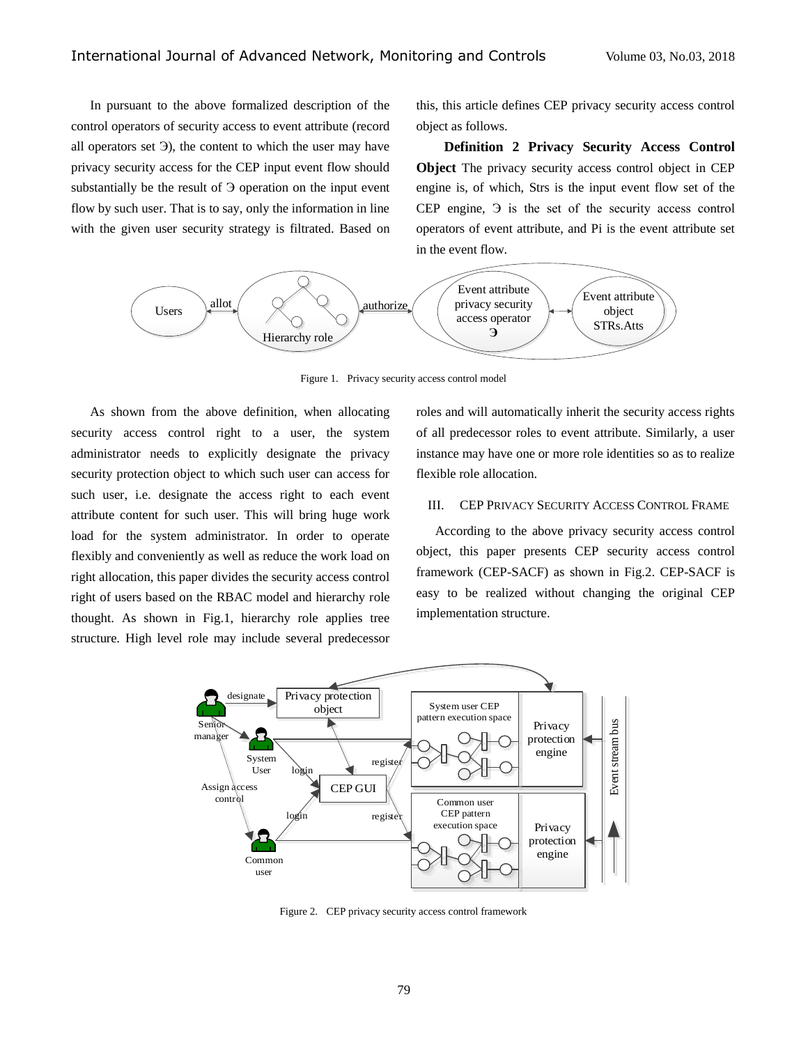In pursuant to the above formalized description of the control operators of security access to event attribute (record all operators set Э), the content to which the user may have privacy security access for the CEP input event flow should substantially be the result of Э operation on the input event flow by such user. That is to say, only the information in line with the given user security strategy is filtrated. Based on this, this article defines CEP privacy security access control object as follows.

**Definition 2 Privacy Security Access Control Object** The privacy security access control object in CEP engine is, of which, Strs is the input event flow set of the CEP engine, Э is the set of the security access control operators of event attribute, and Pi is the event attribute set in the event flow.

Figure 1. Privacy security access control model

As shown from the above definition, when allocating security access control right to a user, the system administrator needs to explicitly designate the privacy security protection object to which such user can access for such user, i.e. designate the access right to each event attribute content for such user. This will bring huge work load for the system administrator. In order to operate flexibly and conveniently as well as reduce the work load on right allocation, this paper divides the security access control right of users based on the RBAC model and hierarchy role thought. As shown in Fig.1, hierarchy role applies tree structure. High level role may include several predecessor roles and will automatically inherit the security access rights of all predecessor roles to event attribute. Similarly, a user instance may have one or more role identities so as to realize flexible role allocation.

## III. CEP Privacy Security Access Control Frame

According to the above privacy security access control object, this paper presents CEP security access control framework (CEP-SACF) as shown in Fig.2. CEP-SACF is easy to be realized without changing the original CEP implementation structure.

Figure 2. CEP privacy security access control framework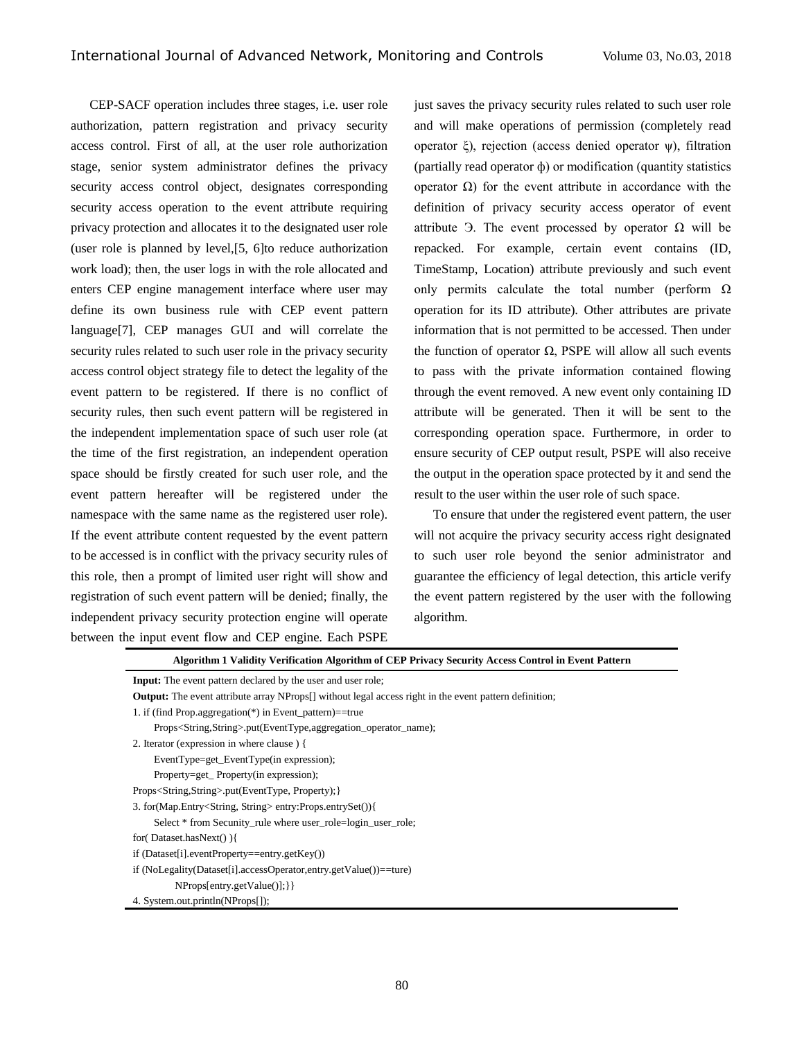CEP-SACF operation includes three stages, i.e. user role authorization, pattern registration and privacy security access control. First of all, at the user role authorization stage, senior system administrator defines the privacy security access control object, designates corresponding security access operation to the event attribute requiring privacy protection and allocates it to the designated user role (user role is planned by level,[5, 6]to reduce authorization work load); then, the user logs in with the role allocated and enters CEP engine management interface where user may define its own business rule with CEP event pattern language[7], CEP manages GUI and will correlate the security rules related to such user role in the privacy security access control object strategy file to detect the legality of the event pattern to be registered. If there is no conflict of security rules, then such event pattern will be registered in the independent implementation space of such user role (at the time of the first registration, an independent operation space should be firstly created for such user role, and the event pattern hereafter will be registered under the namespace with the same name as the registered user role). If the event attribute content requested by the event pattern to be accessed is in conflict with the privacy security rules of this role, then a prompt of limited user right will show and registration of such event pattern will be denied; finally, the independent privacy security protection engine will operate between the input event flow and CEP engine. Each PSPE just saves the privacy security rules related to such user role and will make operations of permission (completely read operator ξ), rejection (access denied operator ψ), filtration (partially read operator ϕ) or modification (quantity statistics operator Ω) for the event attribute in accordance with the definition of privacy security access operator of event attribute Э. The event processed by operator Ω will be repacked. For example, certain event contains (ID, TimeStamp, Location) attribute previously and such event only permits calculate the total number (perform Ω operation for its ID attribute). Other attributes are private information that is not permitted to be accessed. Then under the function of operator Ω, PSPE will allow all such events to pass with the private information contained flowing through the event removed. A new event only containing ID attribute will be generated. Then it will be sent to the corresponding operation space. Furthermore, in order to ensure security of CEP output result, PSPE will also receive the output in the operation space protected by it and send the result to the user within the user role of such space.

To ensure that under the registered event pattern, the user will not acquire the privacy security access right designated to such user role beyond the senior administrator and guarantee the efficiency of legal detection, this article verify the event pattern registered by the user with the following algorithm.

**Algorithm 1 Validity Verification Algorithm of CEP Privacy Security Access Control in Event Pattern**

**Input:** The event pattern declared by the user and user role;

**Output:** The event attribute array NProps[] without legal access right in the event pattern definition;

```
1. if (find Prop.aggregation(*) in Event_pattern)==true
     Props<String,String>.put(EventType,aggregation_operator_name);
2. Iterator (expression in where clause ) {
     EventType=get_EventType(in expression);
     Property=get_ Property(in expression);
   Props<String,String>.put(EventType, Property);}
3. for(Map.Entry<String, String> entry:Props.entrySet()){
     Select * from Secunity_rule where user_role=login_user_role;
   for( Dataset.hasNext() ){
   if (Dataset[i].eventProperty==entry.getKey())
   if (NoLegality(Dataset[i].accessOperator,entry.getValue())==ture)
        NProps[entry.getValue()];}}
4. System.out.println(NProps[]);
```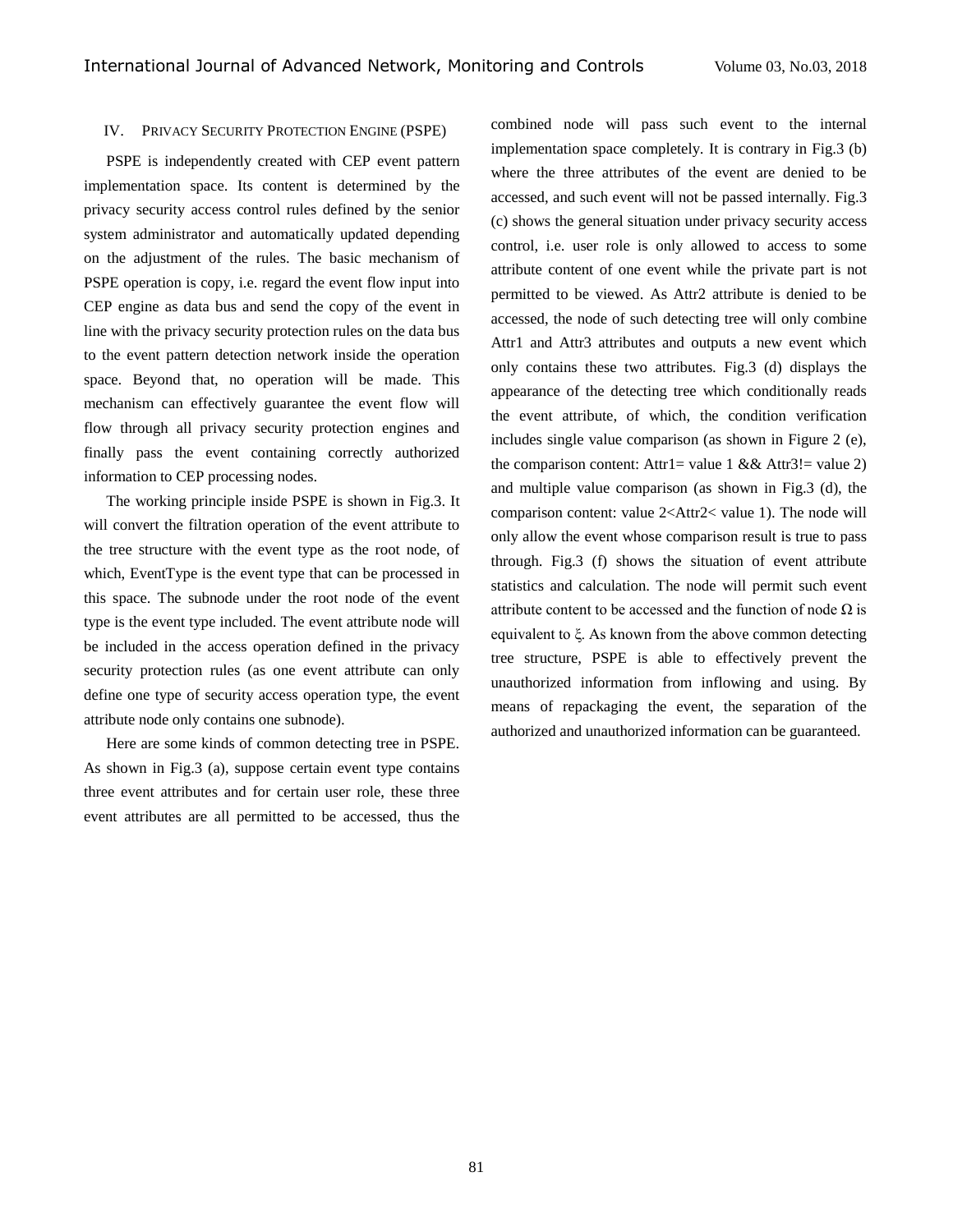## IV. PRIVACY SECURITY PROTECTION ENGINE (PSPE)

PSPE is independently created with CEP event pattern implementation space. Its content is determined by the privacy security access control rules defined by the senior system administrator and automatically updated depending on the adjustment of the rules. The basic mechanism of PSPE operation is copy, i.e. regard the event flow input into CEP engine as data bus and send the copy of the event in line with the privacy security protection rules on the data bus to the event pattern detection network inside the operation space. Beyond that, no operation will be made. This mechanism can effectively guarantee the event flow will flow through all privacy security protection engines and finally pass the event containing correctly authorized information to CEP processing nodes.

The working principle inside PSPE is shown in Fig.3. It will convert the filtration operation of the event attribute to the tree structure with the event type as the root node, of which, EventType is the event type that can be processed in this space. The subnode under the root node of the event type is the event type included. The event attribute node will be included in the access operation defined in the privacy security protection rules (as one event attribute can only define one type of security access operation type, the event attribute node only contains one subnode).

Here are some kinds of common detecting tree in PSPE. As shown in Fig.3 (a), suppose certain event type contains three event attributes and for certain user role, these three event attributes are all permitted to be accessed, thus the combined node will pass such event to the internal implementation space completely. It is contrary in Fig.3 (b) where the three attributes of the event are denied to be accessed, and such event will not be passed internally. Fig.3 (c) shows the general situation under privacy security access control, i.e. user role is only allowed to access to some attribute content of one event while the private part is not permitted to be viewed. As Attr2 attribute is denied to be accessed, the node of such detecting tree will only combine Attr1 and Attr3 attributes and outputs a new event which only contains these two attributes. Fig.3 (d) displays the appearance of the detecting tree which conditionally reads the event attribute, of which, the condition verification includes single value comparison (as shown in Figure 2 (e), the comparison content: Attr1= value 1 && Attr3!= value 2) and multiple value comparison (as shown in Fig.3 (d), the comparison content: value 2<Attr2< value 1). The node will only allow the event whose comparison result is true to pass through. Fig.3 (f) shows the situation of event attribute statistics and calculation. The node will permit such event attribute content to be accessed and the function of node $\Omega$ is equivalent to $\xi$. As known from the above common detecting tree structure, PSPE is able to effectively prevent the unauthorized information from inflowing and using. By means of repackaging the event, the separation of the authorized and unauthorized information can be guaranteed.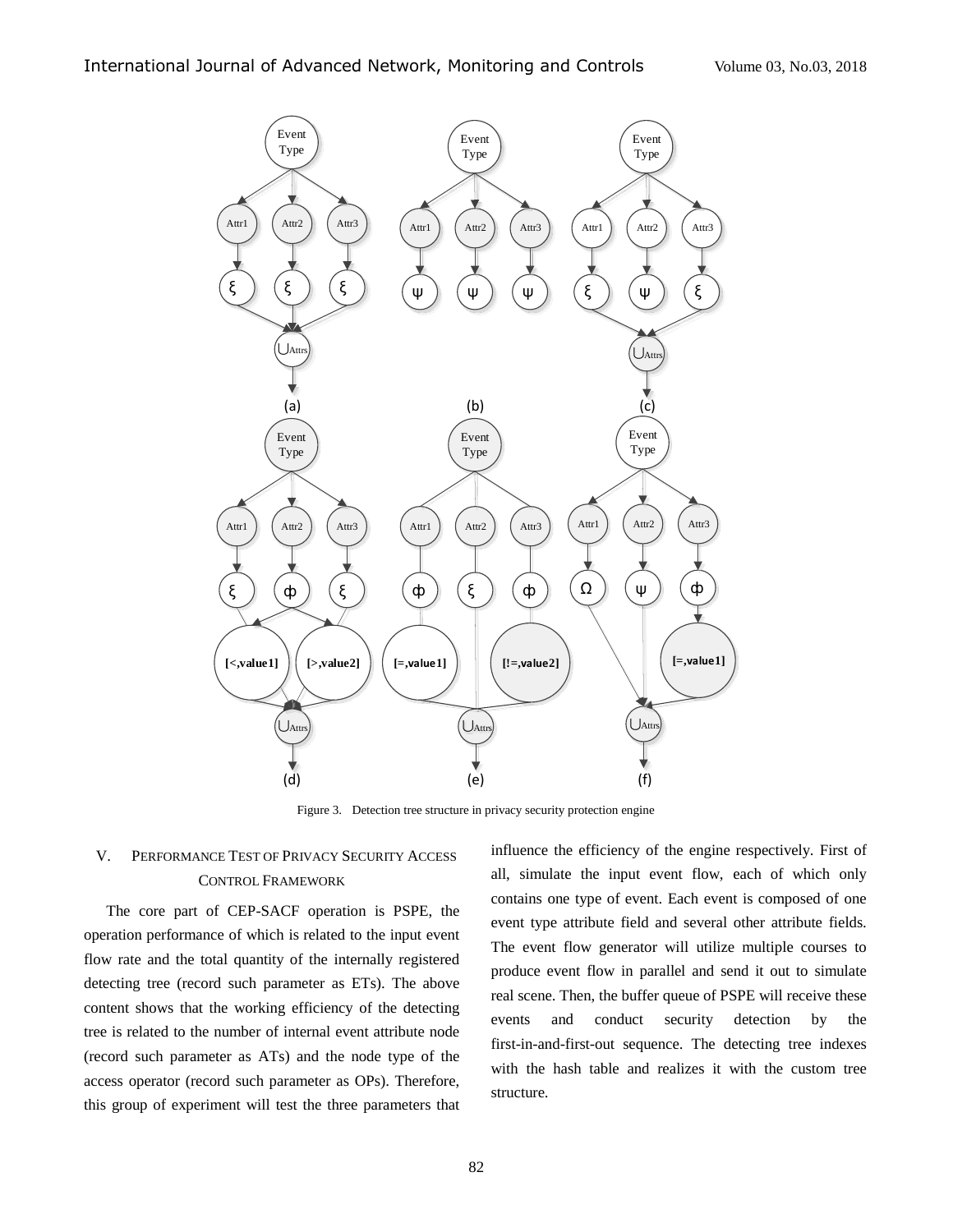Figure 3. Detection tree structure in privacy security protection engine

## V. PERFORMANCE TEST OF PRIVACY SECURITY ACCESS CONTROL FRAMEWORK

The core part of CEP-SACF operation is PSPE, the operation performance of which is related to the input event flow rate and the total quantity of the internally registered detecting tree (record such parameter as ETs). The above content shows that the working efficiency of the detecting tree is related to the number of internal event attribute node (record such parameter as ATs) and the node type of the access operator (record such parameter as OPs). Therefore, this group of experiment will test the three parameters that influence the efficiency of the engine respectively. First of all, simulate the input event flow, each of which only contains one type of event. Each event is composed of one event type attribute field and several other attribute fields. The event flow generator will utilize multiple courses to produce event flow in parallel and send it out to simulate real scene. Then, the buffer queue of PSPE will receive these events and conduct security detection by the first-in-and-first-out sequence. The detecting tree indexes with the hash table and realizes it with the custom tree structure.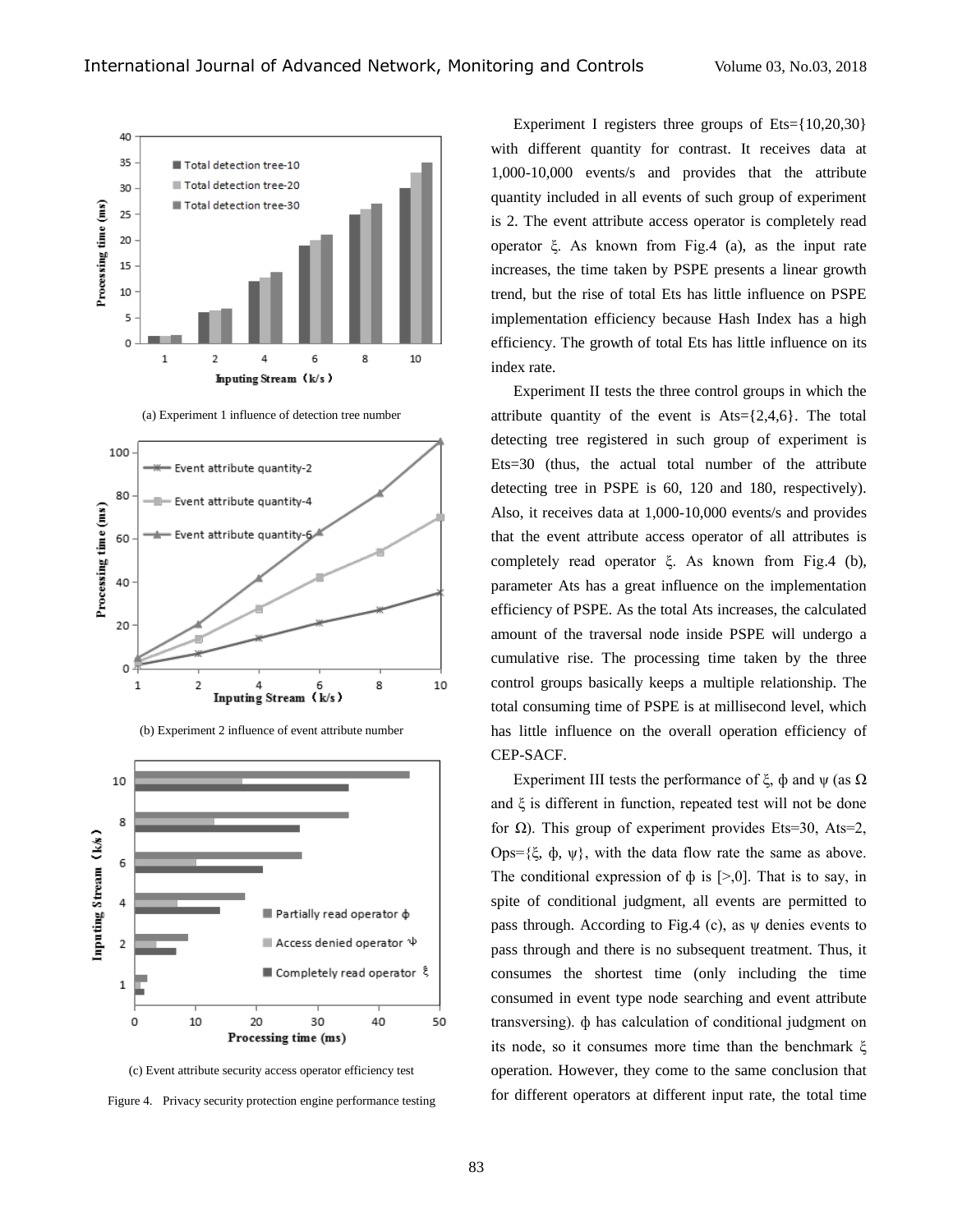(a) Experiment 1 influence of detection tree number

(b) Experiment 2 influence of event attribute number

(c) Event attribute security access operator efficiency test

Figure 4. Privacy security protection engine performance testing

Experiment I registers three groups of Ets={10,20,30} with different quantity for contrast. It receives data at 1,000-10,000 events/s and provides that the attribute quantity included in all events of such group of experiment is 2. The event attribute access operator is completely read operator ξ. As known from Fig.4 (a), as the input rate increases, the time taken by PSPE presents a linear growth trend, but the rise of total Ets has little influence on PSPE implementation efficiency because Hash Index has a high efficiency. The growth of total Ets has little influence on its index rate.

Experiment II tests the three control groups in which the attribute quantity of the event is Ats={2,4,6}. The total detecting tree registered in such group of experiment is Ets=30 (thus, the actual total number of the attribute detecting tree in PSPE is 60, 120 and 180, respectively). Also, it receives data at 1,000-10,000 events/s and provides that the event attribute access operator of all attributes is completely read operator ξ. As known from Fig.4 (b), parameter Ats has a great influence on the implementation efficiency of PSPE. As the total Ats increases, the calculated amount of the traversal node inside PSPE will undergo a cumulative rise. The processing time taken by the three control groups basically keeps a multiple relationship. The total consuming time of PSPE is at millisecond level, which has little influence on the overall operation efficiency of CEP-SACF.

Experiment III tests the performance of ξ, ϕ and ψ (as Ω and ξ is different in function, repeated test will not be done for Ω). This group of experiment provides Ets=30, Ats=2, Ops={ξ, ϕ, ψ}, with the data flow rate the same as above. The conditional expression of ϕ is [>,0]. That is to say, in spite of conditional judgment, all events are permitted to pass through. According to Fig.4 (c), as ψ denies events to pass through and there is no subsequent treatment. Thus, it consumes the shortest time (only including the time consumed in event type node searching and event attribute transversing). ϕ has calculation of conditional judgment on its node, so it consumes more time than the benchmark ξ operation. However, they come to the same conclusion that for different operators at different input rate, the total time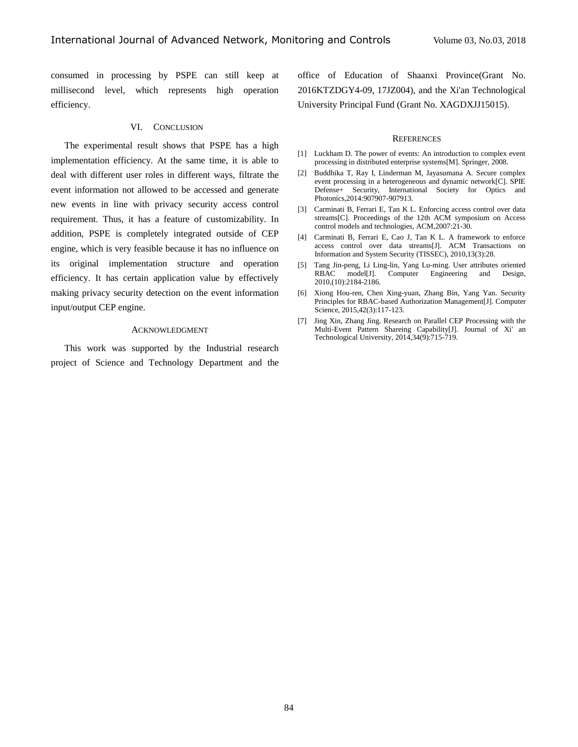consumed in processing by PSPE can still keep at millisecond level, which represents high operation efficiency.

## VI. CONCLUSION

The experimental result shows that PSPE has a high implementation efficiency. At the same time, it is able to deal with different user roles in different ways, filtrate the event information not allowed to be accessed and generate new events in line with privacy security access control requirement. Thus, it has a feature of customizability. In addition, PSPE is completely integrated outside of CEP engine, which is very feasible because it has no influence on its original implementation structure and operation efficiency. It has certain application value by effectively making privacy security detection on the event information input/output CEP engine.

## ACKNOWLEDGMENT

This work was supported by the Industrial research project of Science and Technology Department and the office of Education of Shaanxi Province(Grant No. 2016KTZDGY4-09, 17JZ004), and the Xi'an Technological University Principal Fund (Grant No. XAGDXJJ15015).

## REFERENCES

[1] Luckham D. The power of events: An introduction to complex event processing in distributed enterprise systems[M]. Springer, 2008.

[2] Buddhika T, Ray I, Linderman M, Jayasumana A. Secure complex event processing in a heterogeneous and dynamic network[C]. SPIE Defense+ Security, International Society for Optics and Photonics,2014:907907-907913.

[3] Carminati B, Ferrari E, Tan K L. Enforcing access control over data streams[C]. Proceedings of the 12th ACM symposium on Access control models and technologies, ACM,2007:21-30.

[4] Carminati B, Ferrari E, Cao J, Tan K L. A framework to enforce access control over data streams[J]. ACM Transactions on Information and System Security (TISSEC), 2010,13(3):28.

[5] Tang Jin-peng, Li Ling-lin, Yang Lu-ming. User attributes oriented RBAC model[J]. Computer Engineering and Design, 2010,(10):2184-2186.

[6] Xiong Hou-ren, Chen Xing-yuan, Zhang Bin, Yang Yan. Security Principles for RBAC-based Authorization Management[J]. Computer Science, 2015,42(3):117-123.

[7] Jing Xin, Zhang Jing. Research on Parallel CEP Processing with the Multi-Event Pattern Shareing Capability[J]. Journal of Xi' an Technological University, 2014,34(9):715-719.